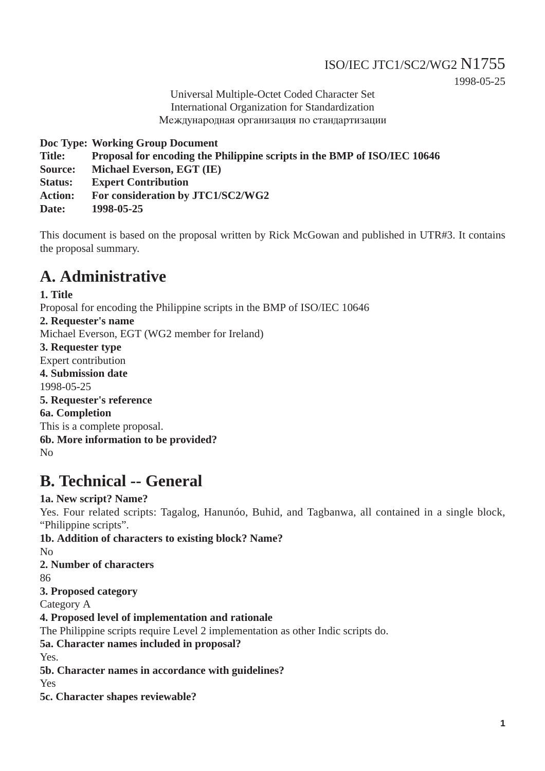ISO/IEC JTC1/SC2/WG2 N1755

1998-05-25

Universal Multiple-Octet Coded Character Set
International Organization for Standardization
Международная организация по стандартизации

**Doc Type:** **Working Group Document**
**Title:** **Proposal for encoding the Philippine scripts in the BMP of ISO/IEC 10646**
**Source:** **Michael Everson, EGT (IE)**
**Status:** **Expert Contribution**
**Action:** **For consideration by JTC1/SC2/WG2**
**Date:** **1998-05-25**

This document is based on the proposal written by Rick McGowan and published in UTR#3. It contains the proposal summary.

# A. Administrative

**1. Title**
Proposal for encoding the Philippine scripts in the BMP of ISO/IEC 10646
**2. Requester's name**
Michael Everson, EGT (WG2 member for Ireland)
**3. Requester type**
Expert contribution
**4. Submission date**
1998-05-25
**5. Requester's reference**
**6a. Completion**
This is a complete proposal.
**6b. More information to be provided?**
No

# B. Technical -- General

**1a. New script? Name?**
Yes. Four related scripts: Tagalog, Hanunóo, Buhid, and Tagbanwa, all contained in a single block, “Philippine scripts”.
**1b. Addition of characters to existing block? Name?**
No
**2. Number of characters**
86
**3. Proposed category**
Category A
**4. Proposed level of implementation and rationale**
The Philippine scripts require Level 2 implementation as other Indic scripts do.
**5a. Character names included in proposal?**
Yes.
**5b. Character names in accordance with guidelines?**
Yes
**5c. Character shapes reviewable?**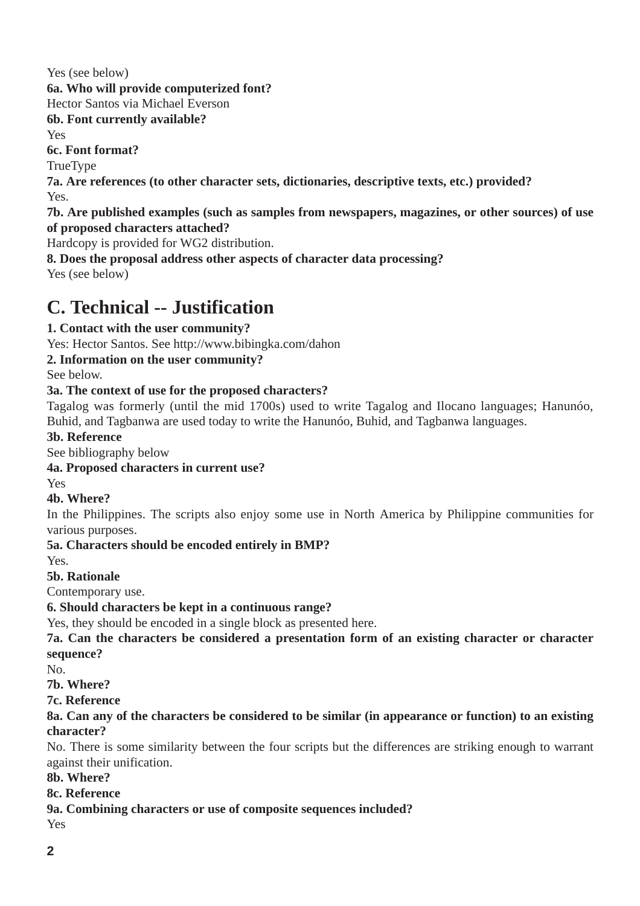Yes (see below)

**6a. Who will provide computerized font?**

Hector Santos via Michael Everson

**6b. Font currently available?**

Yes

**6c. Font format?**

TrueType

**7a. Are references (to other character sets, dictionaries, descriptive texts, etc.) provided?**

Yes.

**7b. Are published examples (such as samples from newspapers, magazines, or other sources) of use of proposed characters attached?**

Hardcopy is provided for WG2 distribution.

**8. Does the proposal address other aspects of character data processing?**

Yes (see below)

## C. Technical -- Justification

**1. Contact with the user community?**

Yes: Hector Santos. See http://www.bibingka.com/dahon

**2. Information on the user community?**

See below.

**3a. The context of use for the proposed characters?**

Tagalog was formerly (until the mid 1700s) used to write Tagalog and Ilocano languages; Hanunóo, Buhid, and Tagbanwa are used today to write the Hanunóo, Buhid, and Tagbanwa languages.

**3b. Reference**

See bibliography below

**4a. Proposed characters in current use?**

Yes

**4b. Where?**

In the Philippines. The scripts also enjoy some use in North America by Philippine communities for various purposes.

**5a. Characters should be encoded entirely in BMP?**

Yes.

**5b. Rationale**

Contemporary use.

**6. Should characters be kept in a continuous range?**

Yes, they should be encoded in a single block as presented here.

**7a. Can the characters be considered a presentation form of an existing character or character sequence?**

No.

**7b. Where?**

**7c. Reference**

**8a. Can any of the characters be considered to be similar (in appearance or function) to an existing character?**

No. There is some similarity between the four scripts but the differences are striking enough to warrant against their unification.

**8b. Where?**

**8c. Reference**

**9a. Combining characters or use of composite sequences included?**

Yes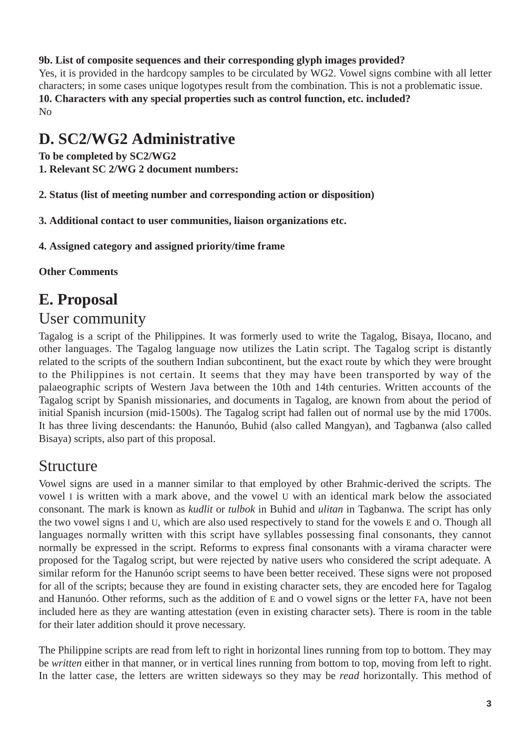**9b. List of composite sequences and their corresponding glyph images provided?**
Yes, it is provided in the hardcopy samples to be circulated by WG2. Vowel signs combine with all letter characters; in some cases unique logotypes result from the combination. This is not a problematic issue.
**10. Characters with any special properties such as control function, etc. included?**
No

# D. SC2/WG2 Administrative

**To be completed by SC2/WG2**
**1. Relevant SC 2/WG 2 document numbers:**

**2. Status (list of meeting number and corresponding action or disposition)**

**3. Additional contact to user communities, liaison organizations etc.**

**4. Assigned category and assigned priority/time frame**

**Other Comments**

# E. Proposal

## User community

Tagalog is a script of the Philippines. It was formerly used to write the Tagalog, Bisaya, Ilocano, and other languages. The Tagalog language now utilizes the Latin script. The Tagalog script is distantly related to the scripts of the southern Indian subcontinent, but the exact route by which they were brought to the Philippines is not certain. It seems that they may have been transported by way of the palaeographic scripts of Western Java between the 10th and 14th centuries. Written accounts of the Tagalog script by Spanish missionaries, and documents in Tagalog, are known from about the period of initial Spanish incursion (mid-1500s). The Tagalog script had fallen out of normal use by the mid 1700s. It has three living descendants: the Hanunóo, Buhid (also called Mangyan), and Tagbanwa (also called Bisaya) scripts, also part of this proposal.

## Structure

Vowel signs are used in a manner similar to that employed by other Brahmic-derived the scripts. The vowel I is written with a mark above, and the vowel U with an identical mark below the associated consonant. The mark is known as *kudlit* or *tulbok* in Buhid and *ulitan* in Tagbanwa. The script has only the two vowel signs I and U, which are also used respectively to stand for the vowels E and O. Though all languages normally written with this script have syllables possessing final consonants, they cannot normally be expressed in the script. Reforms to express final consonants with a virama character were proposed for the Tagalog script, but were rejected by native users who considered the script adequate. A similar reform for the Hanunóo script seems to have been better received. These signs were not proposed for all of the scripts; because they are found in existing character sets, they are encoded here for Tagalog and Hanunóo. Other reforms, such as the addition of E and O vowel signs or the letter FA, have not been included here as they are wanting attestation (even in existing character sets). There is room in the table for their later addition should it prove necessary.

The Philippine scripts are read from left to right in horizontal lines running from top to bottom. They may be *written* either in that manner, or in vertical lines running from bottom to top, moving from left to right. In the latter case, the letters are written sideways so they may be *read* horizontally. This method of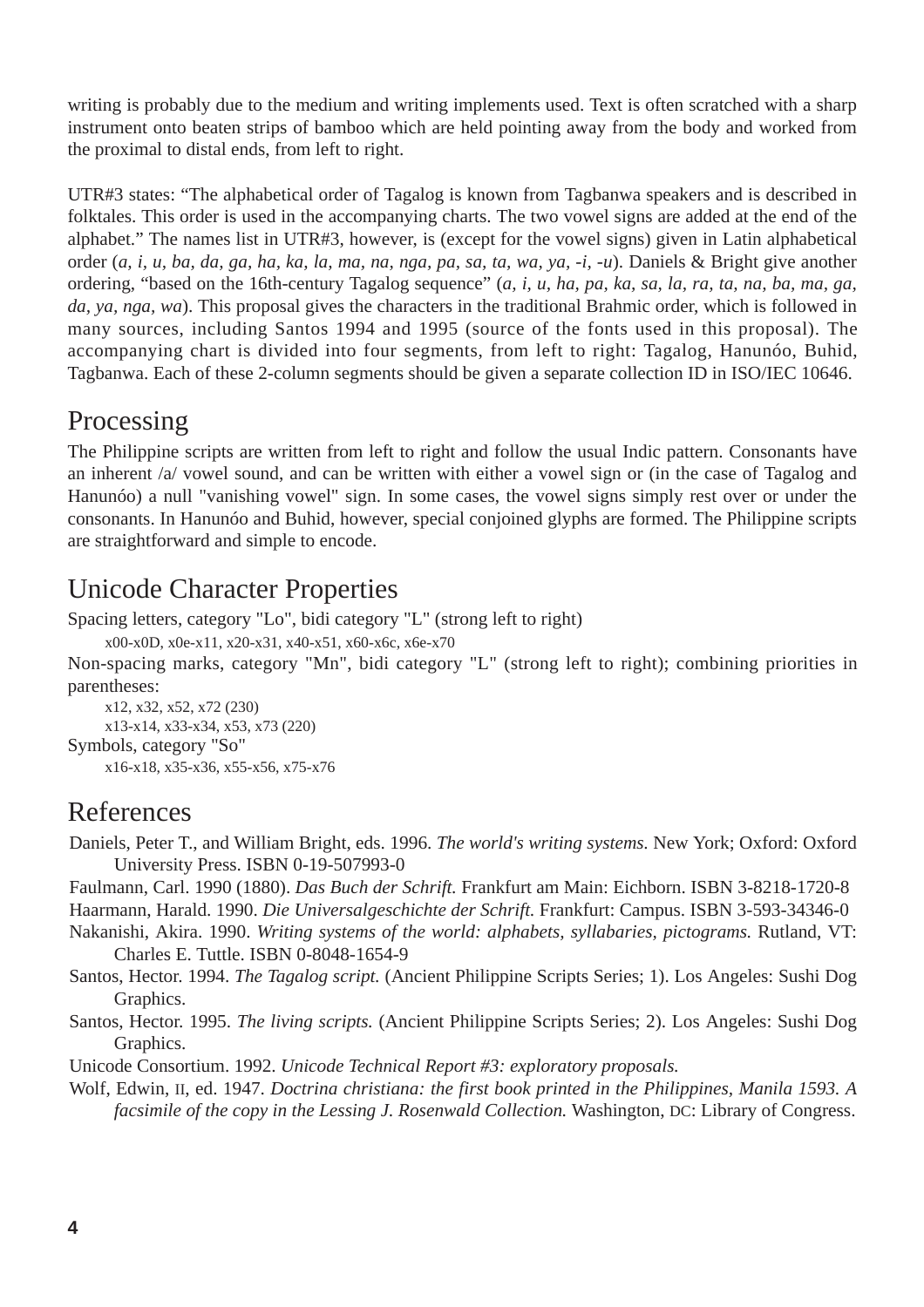writing is probably due to the medium and writing implements used. Text is often scratched with a sharp instrument onto beaten strips of bamboo which are held pointing away from the body and worked from the proximal to distal ends, from left to right.

UTR#3 states: “The alphabetical order of Tagalog is known from Tagbanwa speakers and is described in folktales. This order is used in the accompanying charts. The two vowel signs are added at the end of the alphabet.” The names list in UTR#3, however, is (except for the vowel signs) given in Latin alphabetical order (*a, i, u, ba, da, ga, ha, ka, la, ma, na, nga, pa, sa, ta, wa, ya, -i, -u*). Daniels & Bright give another ordering, “based on the 16th-century Tagalog sequence” (*a, i, u, ha, pa, ka, sa, la, ra, ta, na, ba, ma, ga, da, ya, nga, wa*). This proposal gives the characters in the traditional Brahmic order, which is followed in many sources, including Santos 1994 and 1995 (source of the fonts used in this proposal). The accompanying chart is divided into four segments, from left to right: Tagalog, Hanunóo, Buhid, Tagbanwa. Each of these 2-column segments should be given a separate collection ID in ISO/IEC 10646.

## Processing

The Philippine scripts are written from left to right and follow the usual Indic pattern. Consonants have an inherent /a/ vowel sound, and can be written with either a vowel sign or (in the case of Tagalog and Hanunóo) a null "vanishing vowel" sign. In some cases, the vowel signs simply rest over or under the consonants. In Hanunóo and Buhid, however, special conjoined glyphs are formed. The Philippine scripts are straightforward and simple to encode.

## Unicode Character Properties

Spacing letters, category "Lo", bidi category "L" (strong left to right)

x00-x0D, x0e-x11, x20-x31, x40-x51, x60-x6c, x6e-x70

Non-spacing marks, category "Mn", bidi category "L" (strong left to right); combining priorities in parentheses:

x12, x32, x52, x72 (230)
x13-x14, x33-x34, x53, x73 (220)

Symbols, category "So"

x16-x18, x35-x36, x55-x56, x75-x76

## References

Daniels, Peter T., and William Bright, eds. 1996. *The world's writing systems.* New York; Oxford: Oxford University Press. ISBN 0-19-507993-0

Faulmann, Carl. 1990 (1880). *Das Buch der Schrift.* Frankfurt am Main: Eichborn. ISBN 3-8218-1720-8

Haarmann, Harald. 1990. *Die Universalgeschichte der Schrift.* Frankfurt: Campus. ISBN 3-593-34346-0

Nakanishi, Akira. 1990. *Writing systems of the world: alphabets, syllabaries, pictograms.* Rutland, VT: Charles E. Tuttle. ISBN 0-8048-1654-9

Santos, Hector. 1994. *The Tagalog script.* (Ancient Philippine Scripts Series; 1). Los Angeles: Sushi Dog Graphics.

Santos, Hector. 1995. *The living scripts.* (Ancient Philippine Scripts Series; 2). Los Angeles: Sushi Dog Graphics.

Unicode Consortium. 1992. *Unicode Technical Report #3: exploratory proposals.*

Wolf, Edwin, II, ed. 1947. *Doctrina christiana: the first book printed in the Philippines, Manila 1593. A facsimile of the copy in the Lessing J. Rosenwald Collection.* Washington, DC: Library of Congress.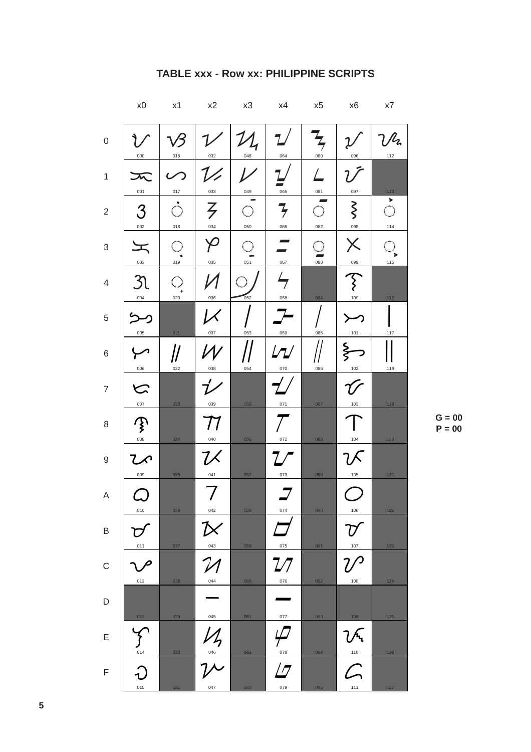## TABLE xxx - Row xx: PHILIPPINE SCRIPTS

| | x0 | x1 | x2 | x3 | x4 | x5 | x6 | x7 |
|---|---|---|---|---|---|---|---|---|
| 0 | 000 | 016 | 032 | 048 | 064 | 080 | 096 | 112 |
| 1 | 001 | 017 | 033 | 049 | 065 | 081 | 097 | 113 |
| 2 | 002 | 018 | 034 | 050 | 066 | 082 | 098 | 114 |
| 3 | 003 | 019 | 035 | 051 | 067 | 083 | 099 | 115 |
| 4 | 004 | 020 | 036 | 052 | 068 | 084 | 100 | 116 |
| 5 | 005 | 021 | 037 | 053 | 069 | 085 | 101 | 117 |
| 6 | 006 | 022 | 038 | 054 | 070 | 086 | 102 | 118 |
| 7 | 007 | 023 | 039 | 055 | 071 | 087 | 103 | 119 |
| 8 | 008 | 024 | 040 | 056 | 072 | 088 | 104 | 120 |
| 9 | 009 | 025 | 041 | 057 | 073 | 089 | 105 | 121 |
| A | 010 | 026 | 042 | 058 | 074 | 090 | 106 | 122 |
| B | 011 | 027 | 043 | 059 | 075 | 091 | 107 | 123 |
| C | 012 | 028 | 044 | 060 | 076 | 092 | 108 | 124 |
| D | 013 | 029 | 045 | 061 | 077 | 093 | 109 | 125 |
| E | 014 | 030 | 046 | 062 | 078 | 094 | 110 | 126 |
| F | 015 | 031 | 047 | 063 | 079 | 095 | 111 | 127 |

**G = 00**
**P = 00**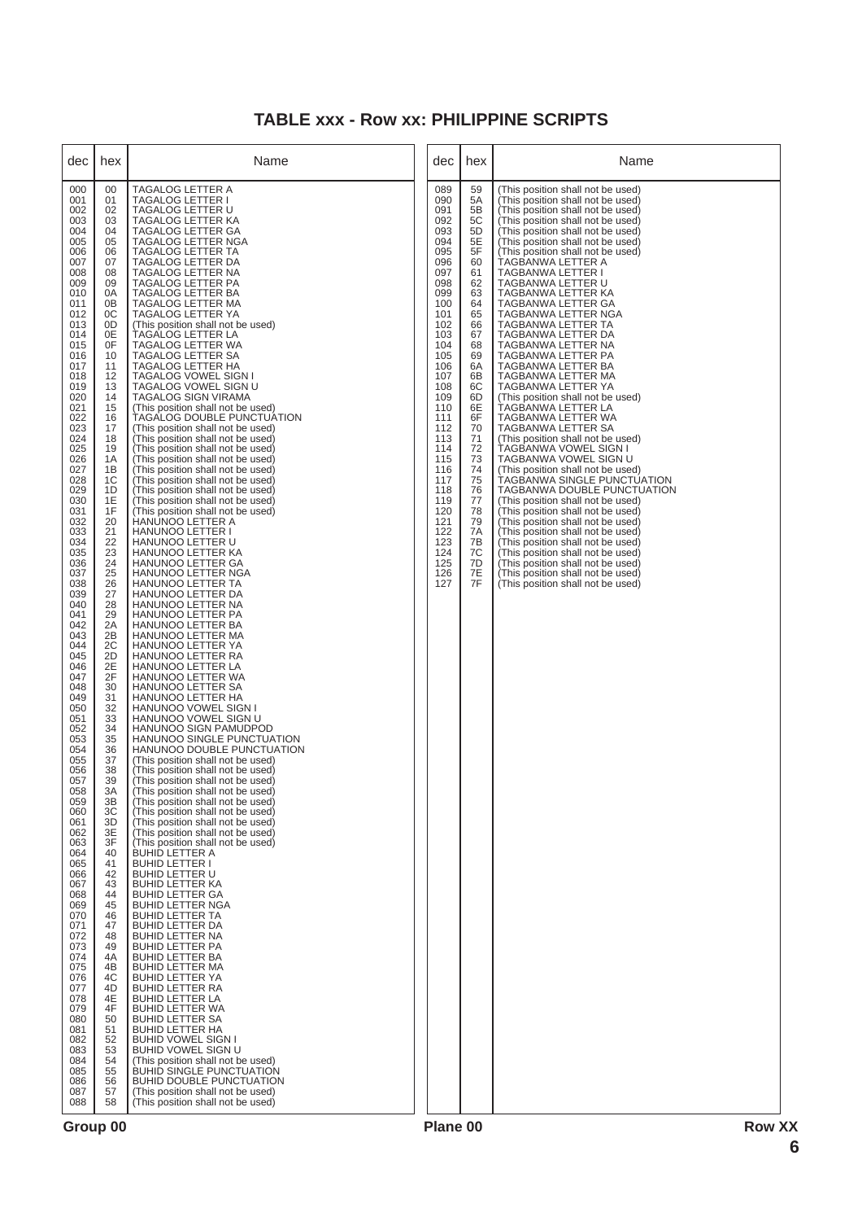## TABLE xxx - Row xx: PHILIPPINE SCRIPTS

| dec | hex | Name |
|---|---|---|
| 000 | 00 | TAGALOG LETTER A |
| 001 | 01 | TAGALOG LETTER I |
| 002 | 02 | TAGALOG LETTER U |
| 003 | 03 | TAGALOG LETTER KA |
| 004 | 04 | TAGALOG LETTER GA |
| 005 | 05 | TAGALOG LETTER NGA |
| 006 | 06 | TAGALOG LETTER TA |
| 007 | 07 | TAGALOG LETTER DA |
| 008 | 08 | TAGALOG LETTER NA |
| 009 | 09 | TAGALOG LETTER PA |
| 010 | 0A | TAGALOG LETTER BA |
| 011 | 0B | TAGALOG LETTER MA |
| 012 | 0C | TAGALOG LETTER YA |
| 013 | 0D | (This position shall not be used) |
| 014 | 0E | TAGALOG LETTER LA |
| 015 | 0F | TAGALOG LETTER WA |
| 016 | 10 | TAGALOG LETTER SA |
| 017 | 11 | TAGALOG LETTER HA |
| 018 | 12 | TAGALOG VOWEL SIGN I |
| 019 | 13 | TAGALOG VOWEL SIGN U |
| 020 | 14 | TAGALOG SIGN VIRAMA |
| 021 | 15 | (This position shall not be used) |
| 022 | 16 | TAGALOG DOUBLE PUNCTUATION |
| 023 | 17 | (This position shall not be used) |
| 024 | 18 | (This position shall not be used) |
| 025 | 19 | (This position shall not be used) |
| 026 | 1A | (This position shall not be used) |
| 027 | 1B | (This position shall not be used) |
| 028 | 1C | (This position shall not be used) |
| 029 | 1D | (This position shall not be used) |
| 030 | 1E | (This position shall not be used) |
| 031 | 1F | (This position shall not be used) |
| 032 | 20 | HANUNOO LETTER A |
| 033 | 21 | HANUNOO LETTER I |
| 034 | 22 | HANUNOO LETTER U |
| 035 | 23 | HANUNOO LETTER KA |
| 036 | 24 | HANUNOO LETTER GA |
| 037 | 25 | HANUNOO LETTER NGA |
| 038 | 26 | HANUNOO LETTER TA |
| 039 | 27 | HANUNOO LETTER DA |
| 040 | 28 | HANUNOO LETTER NA |
| 041 | 29 | HANUNOO LETTER PA |
| 042 | 2A | HANUNOO LETTER BA |
| 043 | 2B | HANUNOO LETTER MA |
| 044 | 2C | HANUNOO LETTER YA |
| 045 | 2D | HANUNOO LETTER RA |
| 046 | 2E | HANUNOO LETTER LA |
| 047 | 2F | HANUNOO LETTER WA |
| 048 | 30 | HANUNOO LETTER SA |
| 049 | 31 | HANUNOO LETTER HA |
| 050 | 32 | HANUNOO VOWEL SIGN I |
| 051 | 33 | HANUNOO VOWEL SIGN U |
| 052 | 34 | HANUNOO SIGN PAMUDPOD |
| 053 | 35 | HANUNOO SINGLE PUNCTUATION |
| 054 | 36 | HANUNOO DOUBLE PUNCTUATION |
| 055 | 37 | (This position shall not be used) |
| 056 | 38 | (This position shall not be used) |
| 057 | 39 | (This position shall not be used) |
| 058 | 3A | (This position shall not be used) |
| 059 | 3B | (This position shall not be used) |
| 060 | 3C | (This position shall not be used) |
| 061 | 3D | (This position shall not be used) |
| 062 | 3E | (This position shall not be used) |
| 063 | 3F | (This position shall not be used) |
| 064 | 40 | BUHID LETTER A |
| 065 | 41 | BUHID LETTER I |
| 066 | 42 | BUHID LETTER U |
| 067 | 43 | BUHID LETTER KA |
| 068 | 44 | BUHID LETTER GA |
| 069 | 45 | BUHID LETTER NGA |
| 070 | 46 | BUHID LETTER TA |
| 071 | 47 | BUHID LETTER DA |
| 072 | 48 | BUHID LETTER NA |
| 073 | 49 | BUHID LETTER PA |
| 074 | 4A | BUHID LETTER BA |
| 075 | 4B | BUHID LETTER MA |
| 076 | 4C | BUHID LETTER YA |
| 077 | 4D | BUHID LETTER RA |
| 078 | 4E | BUHID LETTER LA |
| 079 | 4F | BUHID LETTER WA |
| 080 | 50 | BUHID LETTER SA |
| 081 | 51 | BUHID LETTER HA |
| 082 | 52 | BUHID VOWEL SIGN I |
| 083 | 53 | BUHID VOWEL SIGN U |
| 084 | 54 | (This position shall not be used) |
| 085 | 55 | BUHID SINGLE PUNCTUATION |
| 086 | 56 | BUHID DOUBLE PUNCTUATION |
| 087 | 57 | (This position shall not be used) |
| 088 | 58 | (This position shall not be used) |
| 089 | 59 | (This position shall not be used) |
| 090 | 5A | (This position shall not be used) |
| 091 | 5B | (This position shall not be used) |
| 092 | 5C | (This position shall not be used) |
| 093 | 5D | (This position shall not be used) |
| 094 | 5E | (This position shall not be used) |
| 095 | 5F | (This position shall not be used) |
| 096 | 60 | TAGBANWA LETTER A |
| 097 | 61 | TAGBANWA LETTER I |
| 098 | 62 | TAGBANWA LETTER U |
| 099 | 63 | TAGBANWA LETTER KA |
| 100 | 64 | TAGBANWA LETTER GA |
| 101 | 65 | TAGBANWA LETTER NGA |
| 102 | 66 | TAGBANWA LETTER TA |
| 103 | 67 | TAGBANWA LETTER DA |
| 104 | 68 | TAGBANWA LETTER NA |
| 105 | 69 | TAGBANWA LETTER PA |
| 106 | 6A | TAGBANWA LETTER BA |
| 107 | 6B | TAGBANWA LETTER MA |
| 108 | 6C | TAGBANWA LETTER YA |
| 109 | 6D | (This position shall not be used) |
| 110 | 6E | TAGBANWA LETTER LA |
| 111 | 6F | TAGBANWA LETTER WA |
| 112 | 70 | TAGBANWA LETTER SA |
| 113 | 71 | (This position shall not be used) |
| 114 | 72 | TAGBANWA VOWEL SIGN I |
| 115 | 73 | TAGBANWA VOWEL SIGN U |
| 116 | 74 | (This position shall not be used) |
| 117 | 75 | TAGBANWA SINGLE PUNCTUATION |
| 118 | 76 | TAGBANWA DOUBLE PUNCTUATION |
| 119 | 77 | (This position shall not be used) |
| 120 | 78 | (This position shall not be used) |
| 121 | 79 | (This position shall not be used) |
| 122 | 7A | (This position shall not be used) |
| 123 | 7B | (This position shall not be used) |
| 124 | 7C | (This position shall not be used) |
| 125 | 7D | (This position shall not be used) |
| 126 | 7E | (This position shall not be used) |
| 127 | 7F | (This position shall not be used) |

**Group 00** **Plane 00** **Row XX**